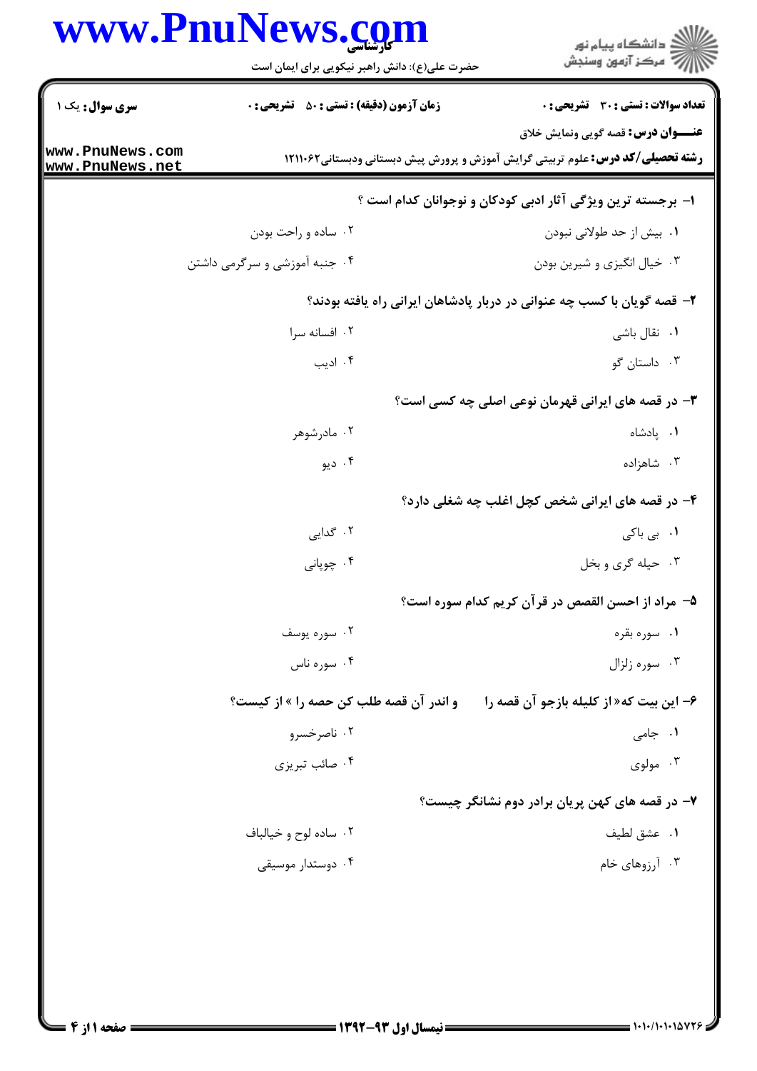**سری سؤال:** یک ۱

**زمان آزمون (دقیقه) : تستی : ۵۰ تشریحی : ۰**

**تعداد سوالات : تستی : ۳۰ تشریحی : ۰**

**عنـــوان درس:** قصه گویی ونمایش خلاق

**رشته تحصیلی/کد درس:** علوم تربیتی گرایش آموزش و پرورش پیش دبستانی ودبستانی۱۲۱۱۰۶۲

**۱- برجسته ترین ویژگی آثار ادبی کودکان و نوجوانان کدام است ؟**

۱. بیش از حد طولانی نبودن

۲. ساده و راحت بودن

۳. خیال انگیزی و شیرین بودن

۴. جنبه آموزشی و سرگرمی داشتن

**۲- قصه گویان با کسب چه عنوانی در دربار پادشاهان ایرانی راه یافته بودند؟**

۱. نقال باشی

۲. افسانه سرا

۳. داستان گو

۴. ادیب

**۳- در قصه های ایرانی قهرمان نوعی اصلی چه کسی است؟**

۱. پادشاه

۲. مادرشوهر

۳. شاهزاده

۴. دیو

**۴- در قصه های ایرانی شخص کچل اغلب چه شغلی دارد؟**

۱. بی باکی

۲. گدایی

۳. حیله گری و بخل

۴. چوپانی

**۵- مراد از احسن القصص در قرآن کریم کدام سوره است؟**

۱. سوره بقره

۲. سوره یوسف

۳. سوره زلزال

۴. سوره ناس

**۶- این بیت که« از کلیله بازجو آن قصه را و اندر آن قصه طلب کن حصه را » از کیست؟**

۱. جامی

۲. ناصرخسرو

۳. مولوی

۴. صائب تبریزی

**۷- در قصه های کهن پریان برادر دوم نشانگر چیست؟**

۱. عشق لطیف

۲. ساده لوح و خیالباف

۳. آرزوهای خام

۴. دوستدار موسیقی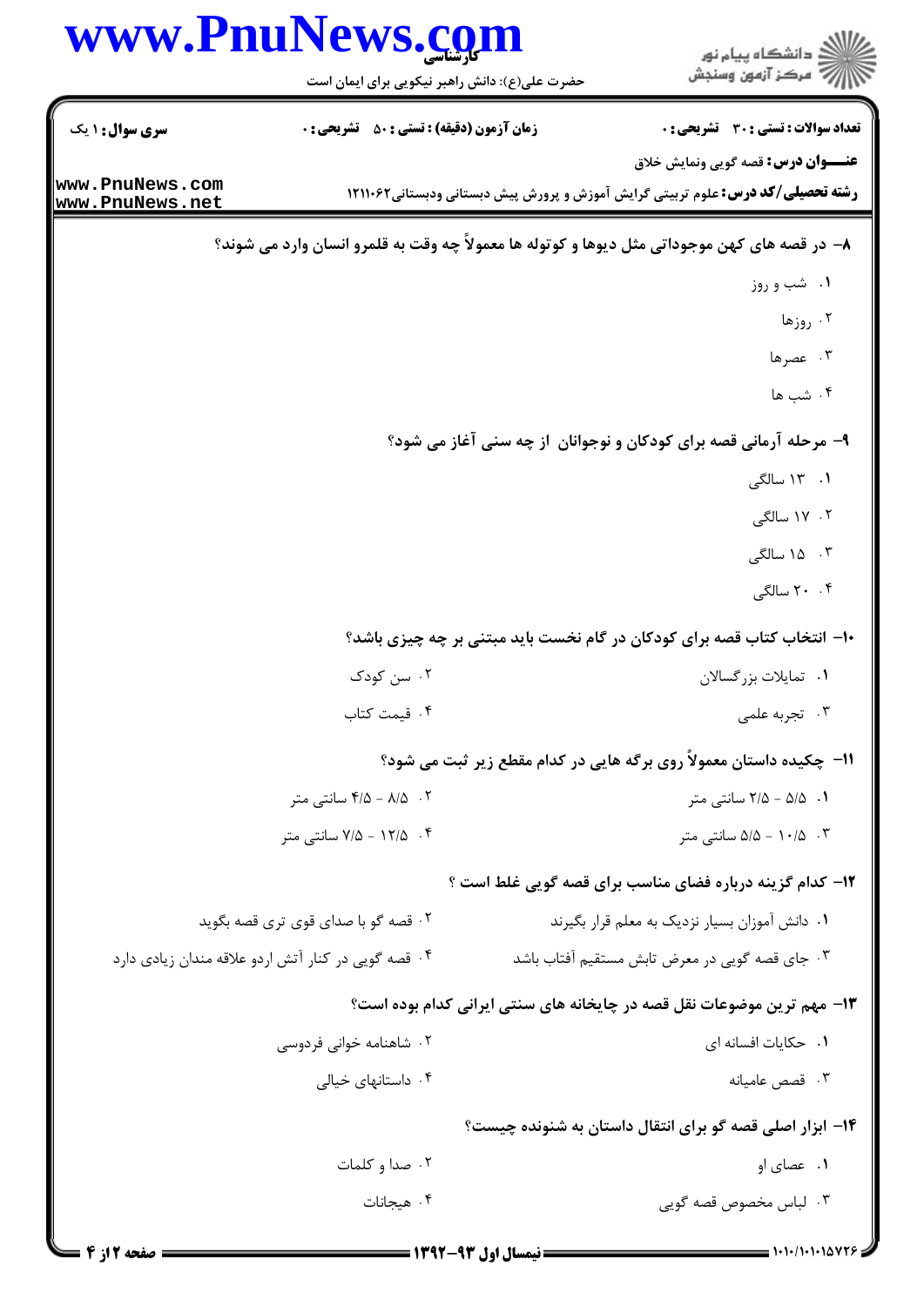**تعداد سوالات : تستی : ۳۰ تشریحی : ۰** | **زمان آزمون (دقیقه) : تستی : ۵۰ تشریحی : ۰** | **سری سوال : ۱ یک**

**عنـــوان درس:** قصه گویی ونمایش خلاق

**رشته تحصیلی/کد درس:** علوم تربیتی گرایش آموزش و پرورش پیش دبستانی ودبستانی۱۲۱۱۰۶۲

**۸- در قصه های کهن موجوداتی مثل دیوها و کوتوله ها معمولاً چه وقت به قلمرو انسان وارد می شوند؟**

۱. شب و روز

۲. روزها

۳. عصرها

۴. شب ها

**۹- مرحله آرمانی قصه برای کودکان و نوجوانان از چه سنی آغاز می شود؟**

۱. ۱۳ سالگی

۲. ۱۷ سالگی

۳. ۱۵ سالگی

۴. ۲۰ سالگی

**۱۰- انتخاب کتاب قصه برای کودکان در گام نخست باید مبتنی بر چه چیزی باشد؟**

۱. تمایلات بزرگسالان

۲. سن کودک

۳. تجربه علمی

۴. قیمت کتاب

**۱۱- چکیده داستان معمولاً روی برگه هایی در کدام مقطع زیر ثبت می شود؟**

۱. ۵/۵ - ۲/۵ سانتی متر

۲. ۸/۵ - ۴/۵ سانتی متر

۳. ۱۰/۵ - ۵/۵ سانتی متر

۴. ۱۲/۵ - ۷/۵ سانتی متر

**۱۲- کدام گزینه درباره فضای مناسب برای قصه گویی غلط است ؟**

۱. دانش آموزان بسیار نزدیک به معلم قرار بگیرند

۲. قصه گو با صدای قوی تری قصه بگوید

۳. جای قصه گویی در معرض تابش مستقیم آفتاب باشد

۴. قصه گویی در کنار آتش اردو علاقه مندان زیادی دارد

**۱۳- مهم ترین موضوعات نقل قصه در چایخانه های سنتی ایرانی کدام بوده است؟**

۱. حکایات افسانه ای

۲. شاهنامه خوانی فردوسی

۳. قصص عامیانه

۴. داستانهای خیالی

**۱۴- ابزار اصلی قصه گو برای انتقال داستان به شنونده چیست؟**

۱. عصای او

۲. صدا و کلمات

۳. لباس مخصوص قصه گویی

۴. هیجانات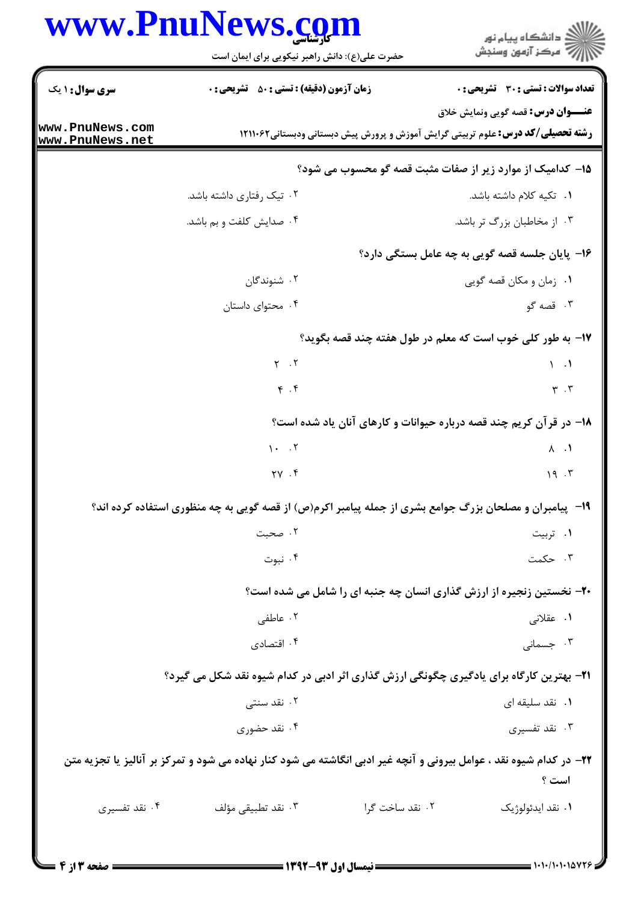**سری سوال:** ۱ یک

**زمان آزمون (دقیقه) : تستی :** ۵۰ **تشریحی :** ۰

**تعداد سوالات : تستی :** ۳۰ **تشریحی :** ۰

**عنـــوان درس:** قصه گویی ونمایش خلاق

**رشته تحصیلی/کد درس:** علوم تربیتی گرایش آموزش و پرورش پیش دبستانی ودبستانی۱۲۱۱۰۶۲

۱۵- کدامیک از موارد زیر از صفات مثبت قصه گو محسوب می شود؟

۱. تکیه کلام داشته باشد.

۲. تیک رفتاری داشته باشد.

۳. از مخاطبان بزرگ تر باشد.

۴. صدایش کلفت و بم باشد.

۱۶- پایان جلسه قصه گویی به چه عامل بستگی دارد؟

۱. زمان و مکان قصه گویی

۲. شنوندگان

۳. قصه گو

۴. محتوای داستان

۱۷- به طور کلی خوب است که معلم در طول هفته چند قصه بگوید؟

۱. ۱

۲. ۲

۳. ۳

۴. ۴

۱۸- در قرآن کریم چند قصه درباره حیوانات و کارهای آنان یاد شده است؟

۱. ۸

۲. ۱۰

۳. ۱۹

۴. ۲۷

۱۹- پیامبران و مصلحان بزرگ جوامع بشری از جمله پیامبر اکرم(ص) از قصه گویی به چه منظوری استفاده کرده اند؟

۱. تربیت

۲. صحبت

۳. حکمت

۴. نبوت

۲۰- نخستین زنجیره از ارزش گذاری انسان چه جنبه ای را شامل می شده است؟

۱. عقلانی

۲. عاطفی

۳. جسمانی

۴. اقتصادی

۲۱- بهترین کارگاه برای یادگیری چگونگی ارزش گذاری اثر ادبی در کدام شیوه نقد شکل می گیرد؟

۱. نقد سلیقه ای

۲. نقد سنتی

۳. نقد تفسیری

۴. نقد حضوری

۲۲- در کدام شیوه نقد ، عوامل بیرونی و آنچه غیر ادبی انگاشته می شود کنار نهاده می شود و تمرکز بر آنالیز یا تجزیه متن است ؟

۱. نقد ایدئولوژیک

۲. نقد ساخت گرا

۳. نقد تطبیقی مؤلف

۴. نقد تفسیری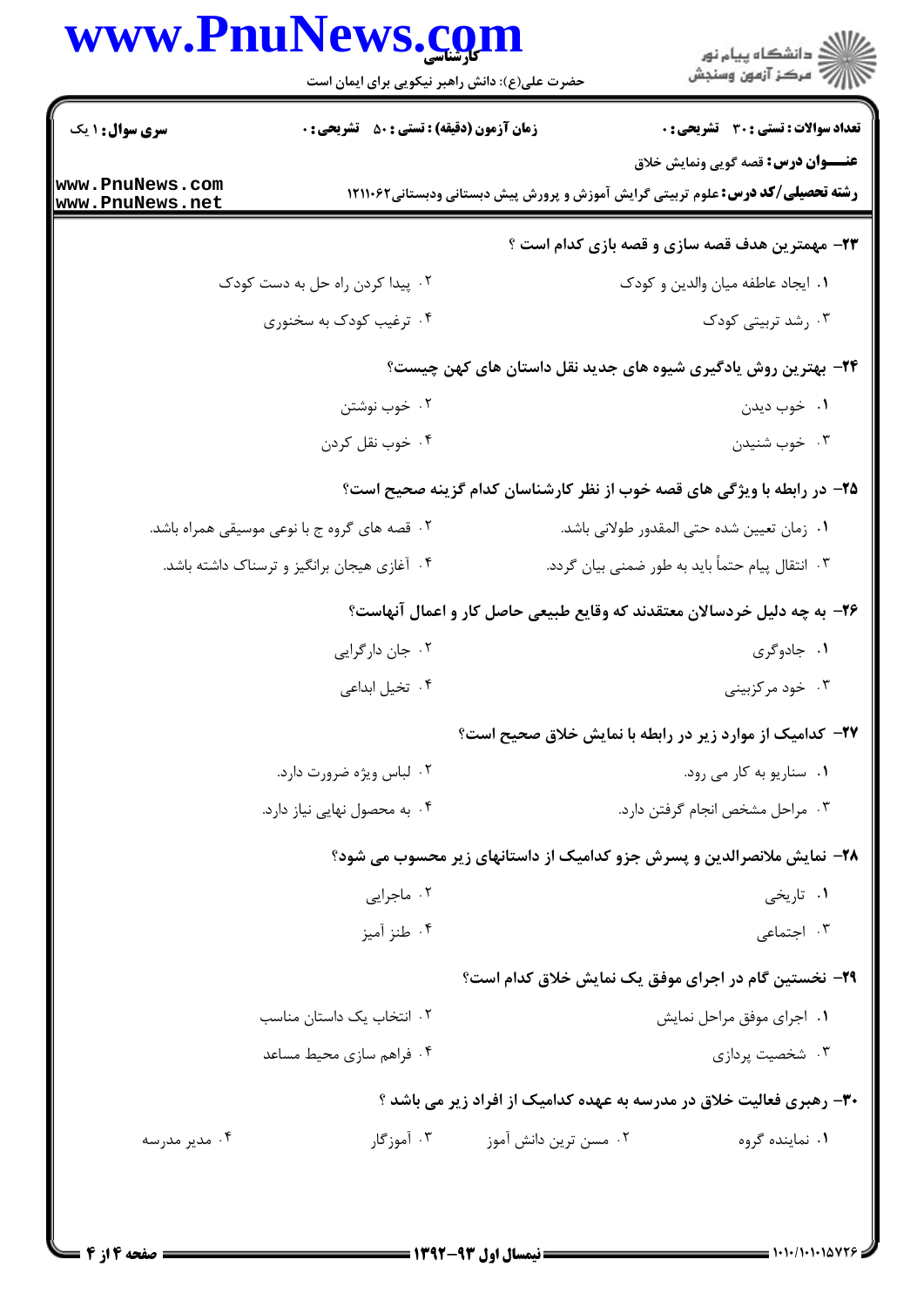**سری سوال:** ۱ یک

**زمان آزمون (دقیقه) : تستی :** ۵۰ **تشریحی :** ۰

**تعداد سوالات : تستی :** ۳۰ **تشریحی :** ۰

**عنـــوان درس:** قصه گویی ونمایش خلاق

**رشته تحصیلی/کد درس:** علوم تربیتی گرایش آموزش و پرورش پیش دبستانی ودبستانی۱۲۱۱۰۶۲

۲۳- مهمترین هدف قصه سازی و قصه بازی کدام است ؟

۱. ایجاد عاطفه میان والدین و کودک

۲. پیدا کردن راه حل به دست کودک

۳. رشد تربیتی کودک

۴. ترغیب کودک به سخنوری

۲۴- بهترین روش یادگیری شیوه های جدید نقل داستان های کهن چیست؟

۱. خوب دیدن

۲. خوب نوشتن

۳. خوب شنیدن

۴. خوب نقل کردن

۲۵- در رابطه با ویژگی های قصه خوب از نظر کارشناسان کدام گزینه صحیح است؟

۱. زمان تعیین شده حتی المقدور طولانی باشد.

۲. قصه های گروه ج با نوعی موسیقی همراه باشد.

۳. انتقال پیام حتماً باید به طور ضمنی بیان گردد.

۴. آغازی هیجان برانگیز و ترسناک داشته باشد.

۲۶- به چه دلیل خردسالان معتقدند که وقایع طبیعی حاصل کار و اعمال آنهاست؟

۱. جادوگری

۲. جان دارگرایی

۳. خود مرکزبینی

۴. تخیل ابداعی

۲۷- کدامیک از موارد زیر در رابطه با نمایش خلاق صحیح است؟

۱. سناریو به کار می رود.

۲. لباس ویژه ضرورت دارد.

۳. مراحل مشخص انجام گرفتن دارد.

۴. به محصول نهایی نیاز دارد.

۲۸- نمایش ملانصرالدین و پسرش جزو کدامیک از داستانهای زیر محسوب می شود؟

۱. تاریخی

۲. ماجرایی

۳. اجتماعی

۴. طنز آمیز

۲۹- نخستین گام در اجرای موفق یک نمایش خلاق کدام است؟

۱. اجرای موفق مراحل نمایش

۲. انتخاب یک داستان مناسب

۳. شخصیت پردازی

۴. فراهم سازی محیط مساعد

۳۰- رهبری فعالیت خلاق در مدرسه به عهده کدامیک از افراد زیر می باشد ؟

۱. نماینده گروه

۲. مسن ترین دانش آموز

۳. آموزگار

۴. مدیر مدرسه